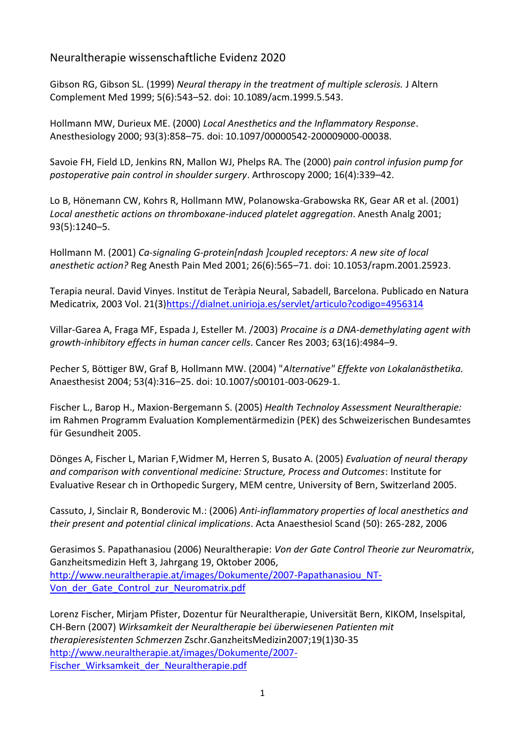# Neuraltherapie wissenschaftliche Evidenz 2020

Gibson RG, Gibson SL. (1999) *Neural therapy in the treatment of multiple sclerosis.* J Altern Complement Med 1999; 5(6):543–52. doi: 10.1089/acm.1999.5.543.

Hollmann MW, Durieux ME. (2000) *Local Anesthetics and the Inflammatory Response*. Anesthesiology 2000; 93(3):858–75. doi: 10.1097/00000542-200009000-00038.

Savoie FH, Field LD, Jenkins RN, Mallon WJ, Phelps RA. The (2000) *pain control infusion pump for postoperative pain control in shoulder surgery*. Arthroscopy 2000; 16(4):339–42.

Lo B, Hönemann CW, Kohrs R, Hollmann MW, Polanowska-Grabowska RK, Gear AR et al. (2001) *Local anesthetic actions on thromboxane-induced platelet aggregation*. Anesth Analg 2001; 93(5):1240–5.

Hollmann M. (2001) *Ca-signaling G-protein[ndash ]coupled receptors: A new site of local anesthetic action?* Reg Anesth Pain Med 2001; 26(6):565–71. doi: 10.1053/rapm.2001.25923.

Terapia neural. David Vinyes. Institut de Teràpia Neural, Sabadell, Barcelona. Publicado en Natura Medicatrix, 2003 Vol. 21(3)https://dialnet.unirioja.es/servlet/articulo?codigo=4956314

Villar-Garea A, Fraga MF, Espada J, Esteller M. /2003) *Procaine is a DNA-demethylating agent with growth-inhibitory effects in human cancer cells*. Cancer Res 2003; 63(16):4984–9.

Pecher S, Böttiger BW, Graf B, Hollmann MW. (2004) "*Alternative" Effekte von Lokalanästhetika.* Anaesthesist 2004; 53(4):316–25. doi: 10.1007/s00101-003-0629-1.

Fischer L., Barop H., Maxion-Bergemann S. (2005) *Health Technoloy Assessment Neuraltherapie:* im Rahmen Programm Evaluation Komplementärmedizin (PEK) des Schweizerischen Bundesamtes für Gesundheit 2005.

Dönges A, Fischer L, Marian F,Widmer M, Herren S, Busato A. (2005) *Evaluation of neural therapy and comparison with conventional medicine: Structure, Process and Outcomes*: Institute for Evaluative Resear ch in Orthopedic Surgery, MEM centre, University of Bern, Switzerland 2005.

Cassuto, J, Sinclair R, Bonderovic M.: (2006) *Anti-inflammatory properties of local anesthetics and their present and potential clinical implications*. Acta Anaesthesiol Scand (50): 265-282, 2006

Gerasimos S. Papathanasiou (2006) Neuraltherapie: *Von der Gate Control Theorie zur Neuromatrix*, Ganzheitsmedizin Heft 3, Jahrgang 19, Oktober 2006, http://www.neuraltherapie.at/images/Dokumente/2007-Papathanasiou_NT-Von_der_Gate_Control_zur_Neuromatrix.pdf

Lorenz Fischer, Mirjam Pfister, Dozentur für Neuraltherapie, Universität Bern, KIKOM, Inselspital, CH-Bern (2007) *Wirksamkeit der Neuraltherapie bei überwiesenen Patienten mit therapieresistenten Schmerzen* Zschr.GanzheitsMedizin2007;19(1)30-35 http://www.neuraltherapie.at/images/Dokumente/2007-Fischer_Wirksamkeit_der_Neuraltherapie.pdf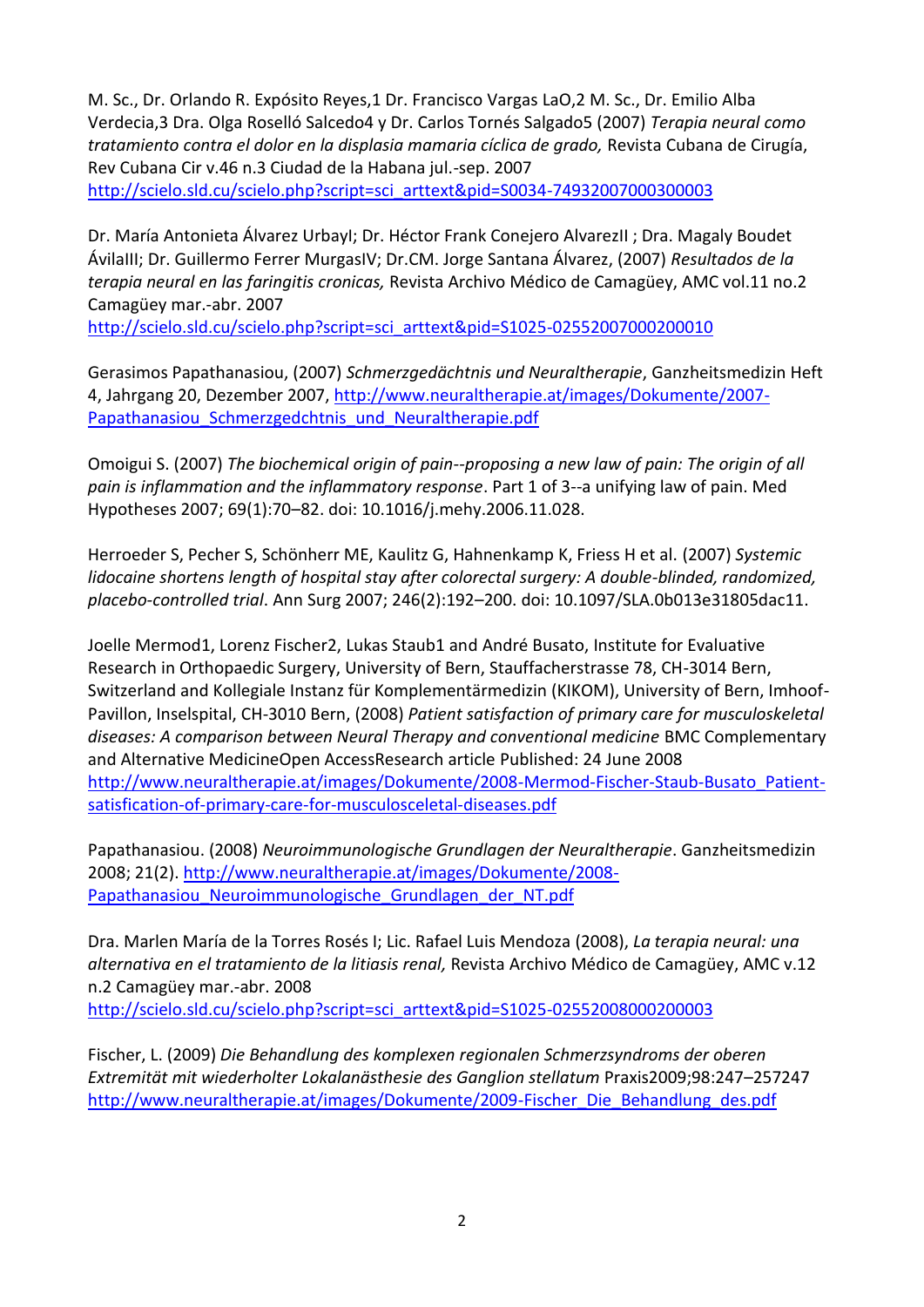M. Sc., Dr. Orlando R. Expósito Reyes,1 Dr. Francisco Vargas LaO,2 M. Sc., Dr. Emilio Alba Verdecia,3 Dra. Olga Roselló Salcedo4 y Dr. Carlos Tornés Salgado5 (2007) *Terapia neural como tratamiento contra el dolor en la displasia mamaria cíclica de grado,* Revista Cubana de Cirugía, Rev Cubana Cir v.46 n.3 Ciudad de la Habana jul.-sep. 2007 http://scielo.sld.cu/scielo.php?script=sci_arttext&pid=S0034-74932007000300003

Dr. María Antonieta Álvarez UrbayI; Dr. Héctor Frank Conejero AlvarezII ; Dra. Magaly Boudet ÁvilaIII; Dr. Guillermo Ferrer MurgasIV; Dr.CM. Jorge Santana Álvarez, (2007) *Resultados de la terapia neural en las faringitis cronicas,* Revista Archivo Médico de Camagüey, AMC vol.11 no.2 Camagüey mar.-abr. 2007 http://scielo.sld.cu/scielo.php?script=sci_arttext&pid=S1025-02552007000200010

Gerasimos Papathanasiou, (2007) *Schmerzgedächtnis und Neuraltherapie*, Ganzheitsmedizin Heft 4, Jahrgang 20, Dezember 2007, http://www.neuraltherapie.at/images/Dokumente/2007-Papathanasiou_Schmerzgedchtnis_und_Neuraltherapie.pdf

Omoigui S. (2007) *The biochemical origin of pain--proposing a new law of pain: The origin of all pain is inflammation and the inflammatory response*. Part 1 of 3--a unifying law of pain. Med Hypotheses 2007; 69(1):70–82. doi: 10.1016/j.mehy.2006.11.028.

Herroeder S, Pecher S, Schönherr ME, Kaulitz G, Hahnenkamp K, Friess H et al. (2007) *Systemic lidocaine shortens length of hospital stay after colorectal surgery: A double-blinded, randomized, placebo-controlled trial*. Ann Surg 2007; 246(2):192–200. doi: 10.1097/SLA.0b013e31805dac11.

Joelle Mermod1, Lorenz Fischer2, Lukas Staub1 and André Busato, Institute for Evaluative Research in Orthopaedic Surgery, University of Bern, Stauffacherstrasse 78, CH-3014 Bern, Switzerland and Kollegiale Instanz für Komplementärmedizin (KIKOM), University of Bern, Imhoof-Pavillon, Inselspital, CH-3010 Bern, (2008) *Patient satisfaction of primary care for musculoskeletal diseases: A comparison between Neural Therapy and conventional medicine* BMC Complementary and Alternative MedicineOpen AccessResearch article Published: 24 June 2008 http://www.neuraltherapie.at/images/Dokumente/2008-Mermod-Fischer-Staub-Busato_Patient-satisfaction-of-primary-care-for-musculosceletal-diseases.pdf

Papathanasiou. (2008) *Neuroimmunologische Grundlagen der Neuraltherapie*. Ganzheitsmedizin 2008; 21(2). http://www.neuraltherapie.at/images/Dokumente/2008-Papathanasiou_Neuroimmunologische_Grundlagen_der_NT.pdf

Dra. Marlen María de la Torres Rosés I; Lic. Rafael Luis Mendoza (2008), *La terapia neural: una alternativa en el tratamiento de la litiasis renal,* Revista Archivo Médico de Camagüey, AMC v.12 n.2 Camagüey mar.-abr. 2008 http://scielo.sld.cu/scielo.php?script=sci_arttext&pid=S1025-02552008000200003

Fischer, L. (2009) *Die Behandlung des komplexen regionalen Schmerzsyndroms der oberen Extremität mit wiederholter Lokalanästhesie des Ganglion stellatum* Praxis2009;98:247–257247 http://www.neuraltherapie.at/images/Dokumente/2009-Fischer_Die_Behandlung_des.pdf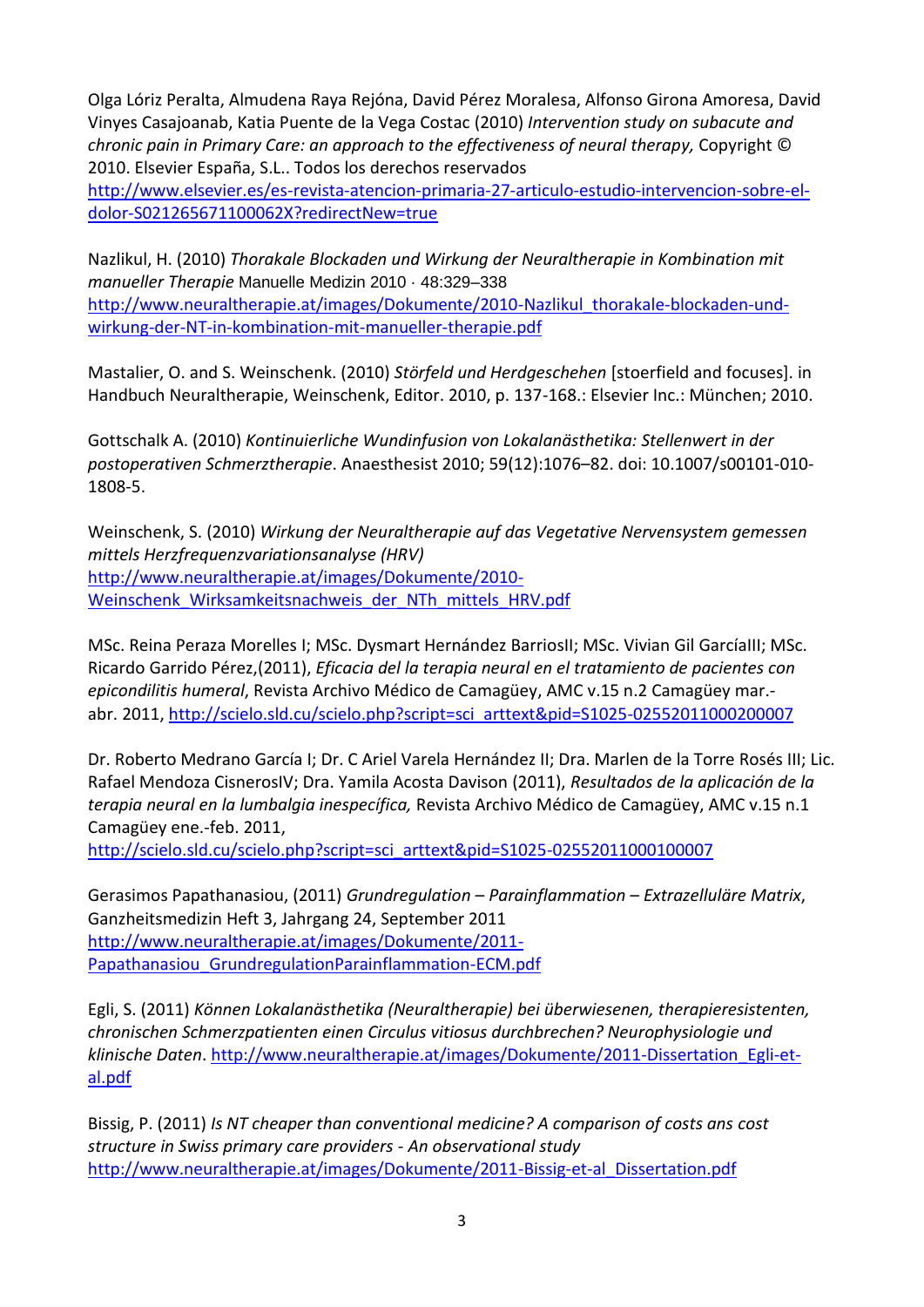Olga Lóriz Peralta, Almudena Raya Rejóna, David Pérez Moralesa, Alfonso Girona Amoresa, David Vinyes Casajoanab, Katia Puente de la Vega Costac (2010) *Intervention study on subacute and chronic pain in Primary Care: an approach to the effectiveness of neural therapy,* Copyright © 2010. Elsevier España, S.L.. Todos los derechos reservados
http://www.elsevier.es/es-revista-atencion-primaria-27-articulo-estudio-intervencion-sobre-el-dolor-S021265671100062X?redirectNew=true

Nazlikul, H. (2010) *Thorakale Blockaden und Wirkung der Neuraltherapie in Kombination mit manueller Therapie* Manuelle Medizin 2010 · 48:329–338
http://www.neuraltherapie.at/images/Dokumente/2010-Nazlikul_thorakale-blockaden-und-wirkung-der-NT-in-kombination-mit-manueller-therapie.pdf

Mastalier, O. and S. Weinschenk. (2010) *Störfeld und Herdgeschehen* [stoerfield and focuses]. in Handbuch Neuraltherapie, Weinschenk, Editor. 2010, p. 137-168.: Elsevier Inc.: München; 2010.

Gottschalk A. (2010) *Kontinuierliche Wundinfusion von Lokalanästhetika: Stellenwert in der postoperativen Schmerztherapie*. Anaesthesist 2010; 59(12):1076–82. doi: 10.1007/s00101-010-1808-5.

Weinschenk, S. (2010) *Wirkung der Neuraltherapie auf das Vegetative Nervensystem gemessen mittels Herzfrequenzvariationsanalyse (HRV)*
http://www.neuraltherapie.at/images/Dokumente/2010-Weinschenk_Wirksamkeitsnachweis_der_NTh_mittels_HRV.pdf

MSc. Reina Peraza Morelles I; MSc. Dysmart Hernández BarriosII; MSc. Vivian Gil GarcíaIII; MSc. Ricardo Garrido Pérez,(2011), *Eficacia del la terapia neural en el tratamiento de pacientes con epicondilitis humeral*, Revista Archivo Médico de Camagüey, AMC v.15 n.2 Camagüey mar.-abr. 2011, http://scielo.sld.cu/scielo.php?script=sci_arttext&pid=S1025-02552011000200007

Dr. Roberto Medrano García I; Dr. C Ariel Varela Hernández II; Dra. Marlen de la Torre Rosés III; Lic. Rafael Mendoza CisnerosIV; Dra. Yamila Acosta Davison (2011), *Resultados de la aplicación de la terapia neural en la lumbalgia inespecífica,* Revista Archivo Médico de Camagüey, AMC v.15 n.1 Camagüey ene.-feb. 2011,
http://scielo.sld.cu/scielo.php?script=sci_arttext&pid=S1025-02552011000100007

Gerasimos Papathanasiou, (2011) *Grundregulation – Parainflammation – Extrazelluläre Matrix*, Ganzheitsmedizin Heft 3, Jahrgang 24, September 2011
http://www.neuraltherapie.at/images/Dokumente/2011-Papathanasiou_GrundregulationParainflammation-ECM.pdf

Egli, S. (2011) *Können Lokalanästhetika (Neuraltherapie) bei überwiesenen, therapieresistenten, chronischen Schmerzpatienten einen Circulus vitiosus durchbrechen? Neurophysiologie und klinische Daten*. http://www.neuraltherapie.at/images/Dokumente/2011-Dissertation_Egli-et-al.pdf

Bissig, P. (2011) *Is NT cheaper than conventional medicine? A comparison of costs ans cost structure in Swiss primary care providers - An observational study*
http://www.neuraltherapie.at/images/Dokumente/2011-Bissig-et-al_Dissertation.pdf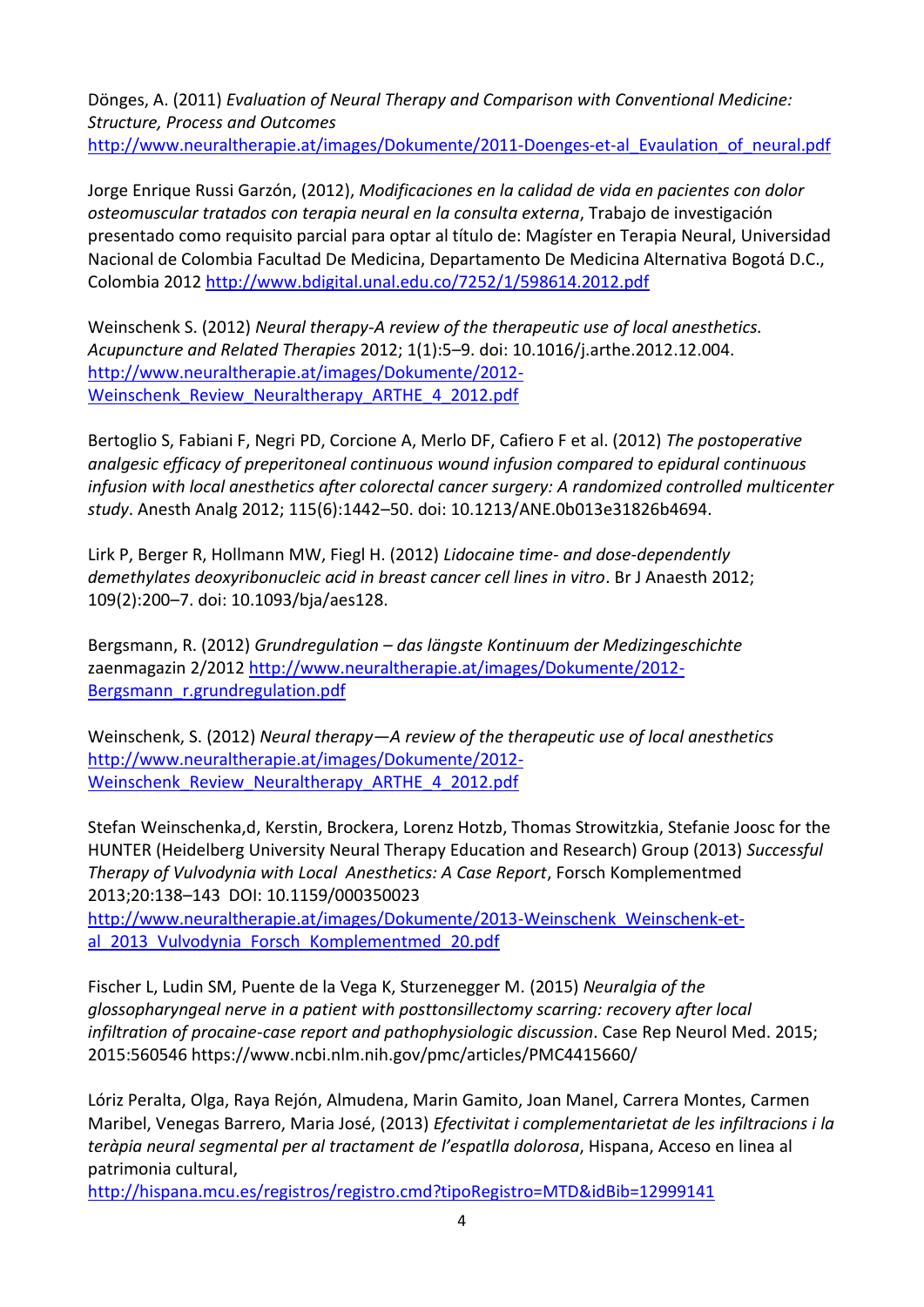Dönges, A. (2011) *Evaluation of Neural Therapy and Comparison with Conventional Medicine: Structure, Process and Outcomes*
http://www.neuraltherapie.at/images/Dokumente/2011-Doenges-et-al_Evaluation_of_neural.pdf

Jorge Enrique Russi Garzón, (2012), *Modificaciones en la calidad de vida en pacientes con dolor osteomuscular tratados con terapia neural en la consulta externa*, Trabajo de investigación presentado como requisito parcial para optar al título de: Magíster en Terapia Neural, Universidad Nacional de Colombia Facultad De Medicina, Departamento De Medicina Alternativa Bogotá D.C., Colombia 2012 http://www.bdigital.unal.edu.co/7252/1/598614.2012.pdf

Weinschenk S. (2012) *Neural therapy-A review of the therapeutic use of local anesthetics. Acupuncture and Related Therapies* 2012; 1(1):5–9. doi: 10.1016/j.arthe.2012.12.004.
http://www.neuraltherapie.at/images/Dokumente/2012-Weinschenk_Review_Neuraltherapy_ARTHE_4_2012.pdf

Bertoglio S, Fabiani F, Negri PD, Corcione A, Merlo DF, Cafiero F et al. (2012) *The postoperative analgesic efficacy of preperitoneal continuous wound infusion compared to epidural continuous infusion with local anesthetics after colorectal cancer surgery: A randomized controlled multicenter study*. Anesth Analg 2012; 115(6):1442–50. doi: 10.1213/ANE.0b013e31826b4694.

Lirk P, Berger R, Hollmann MW, Fiegl H. (2012) *Lidocaine time- and dose-dependently demethylates deoxyribonucleic acid in breast cancer cell lines in vitro*. Br J Anaesth 2012; 109(2):200–7. doi: 10.1093/bja/aes128.

Bergsmann, R. (2012) *Grundregulation – das längste Kontinuum der Medizingeschichte* zaenmagazin 2/2012 http://www.neuraltherapie.at/images/Dokumente/2012-Bergsmann_r.grundregulation.pdf

Weinschenk, S. (2012) *Neural therapy—A review of the therapeutic use of local anesthetics*
http://www.neuraltherapie.at/images/Dokumente/2012-Weinschenk_Review_Neuraltherapy_ARTHE_4_2012.pdf

Stefan Weinschenka,d, Kerstin, Brockera, Lorenz Hotzb, Thomas Strowitzkia, Stefanie Joosc for the HUNTER (Heidelberg University Neural Therapy Education and Research) Group (2013) *Successful Therapy of Vulvodynia with Local Anesthetics: A Case Report*, Forsch Komplementmed 2013;20:138–143 DOI: 10.1159/000350023
http://www.neuraltherapie.at/images/Dokumente/2013-Weinschenk_Weinschenk-et-al_2013_Vulvodynia_Forsch_Komplementmed_20.pdf

Fischer L, Ludin SM, Puente de la Vega K, Sturzenegger M. (2015) *Neuralgia of the glossopharyngeal nerve in a patient with posttonsillectomy scarring: recovery after local infiltration of procaine-case report and pathophysiologic discussion*. Case Rep Neurol Med. 2015; 2015:560546 https://www.ncbi.nlm.nih.gov/pmc/articles/PMC4415660/

Lóriz Peralta, Olga, Raya Rejón, Almudena, Marin Gamito, Joan Manel, Carrera Montes, Carmen Maribel, Venegas Barrero, Maria José, (2013) *Efectivitat i complementarietat de les infiltracions i la teràpia neural segmental per al tractament de l'espatlla dolorosa*, Hispana, Acceso en linea al patrimonia cultural,
http://hispana.mcu.es/registros/registro.cmd?tipoRegistro=MTD&idBib=12999141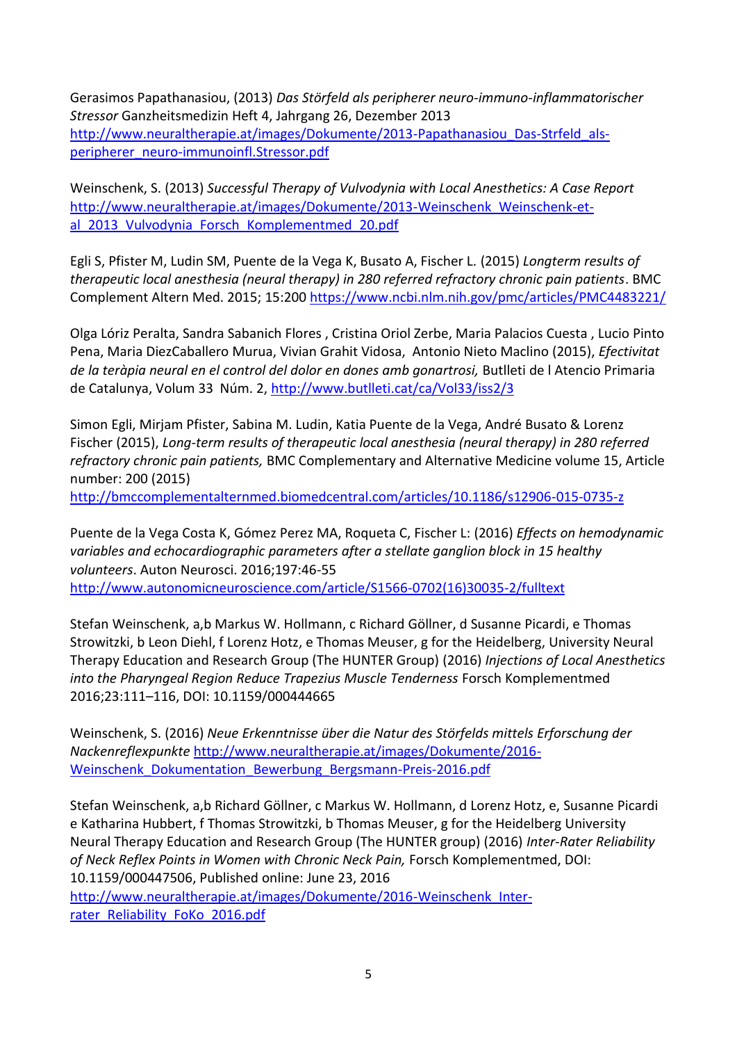Gerasimos Papathanasiou, (2013) *Das Störfeld als peripherer neuro-immuno-inflammatorischer Stressor* Ganzheitsmedizin Heft 4, Jahrgang 26, Dezember 2013 http://www.neuraltherapie.at/images/Dokumente/2013-Papathanasiou_Das-Strfeld_als-peripherer_neuro-immunoinfl.Stressor.pdf

Weinschenk, S. (2013) *Successful Therapy of Vulvodynia with Local Anesthetics: A Case Report* http://www.neuraltherapie.at/images/Dokumente/2013-Weinschenk_Weinschenk-et-al_2013_Vulvodynia_Forsch_Komplementmed_20.pdf

Egli S, Pfister M, Ludin SM, Puente de la Vega K, Busato A, Fischer L. (2015) *Longterm results of therapeutic local anesthesia (neural therapy) in 280 referred refractory chronic pain patients*. BMC Complement Altern Med. 2015; 15:200 https://www.ncbi.nlm.nih.gov/pmc/articles/PMC4483221/

Olga Lóriz Peralta, Sandra Sabanich Flores , Cristina Oriol Zerbe, Maria Palacios Cuesta , Lucio Pinto Pena, Maria DiezCaballero Murua, Vivian Grahit Vidosa, Antonio Nieto Maclino (2015), *Efectivitat de la teràpia neural en el control del dolor en dones amb gonartrosi,* Butlleti de l Atencio Primaria de Catalunya, Volum 33 Núm. 2, http://www.butlleti.cat/ca/Vol33/iss2/3

Simon Egli, Mirjam Pfister, Sabina M. Ludin, Katia Puente de la Vega, André Busato & Lorenz Fischer (2015), *Long-term results of therapeutic local anesthesia (neural therapy) in 280 referred refractory chronic pain patients,* BMC Complementary and Alternative Medicine volume 15, Article number: 200 (2015)
http://bmccomplementalternmed.biomedcentral.com/articles/10.1186/s12906-015-0735-z

Puente de la Vega Costa K, Gómez Perez MA, Roqueta C, Fischer L: (2016) *Effects on hemodynamic variables and echocardiographic parameters after a stellate ganglion block in 15 healthy volunteers*. Auton Neurosci. 2016;197:46-55
http://www.autonomicneuroscience.com/article/S1566-0702(16)30035-2/fulltext

Stefan Weinschenk, a,b Markus W. Hollmann, c Richard Göllner, d Susanne Picardi, e Thomas Strowitzki, b Leon Diehl, f Lorenz Hotz, e Thomas Meuser, g for the Heidelberg, University Neural Therapy Education and Research Group (The HUNTER Group) (2016) *Injections of Local Anesthetics into the Pharyngeal Region Reduce Trapezius Muscle Tenderness* Forsch Komplementmed 2016;23:111–116, DOI: 10.1159/000444665

Weinschenk, S. (2016) *Neue Erkenntnisse über die Natur des Störfelds mittels Erforschung der Nackenreflexpunkte* http://www.neuraltherapie.at/images/Dokumente/2016-Weinschenk_Dokumentation_Bewerbung_Bergsmann-Preis-2016.pdf

Stefan Weinschenk, a,b Richard Göllner, c Markus W. Hollmann, d Lorenz Hotz, e, Susanne Picardi e Katharina Hubbert, f Thomas Strowitzki, b Thomas Meuser, g for the Heidelberg University Neural Therapy Education and Research Group (The HUNTER group) (2016) *Inter-Rater Reliability of Neck Reflex Points in Women with Chronic Neck Pain,* Forsch Komplementmed, DOI: 10.1159/000447506, Published online: June 23, 2016
http://www.neuraltherapie.at/images/Dokumente/2016-Weinschenk_Inter-rater_Reliability_FoKo_2016.pdf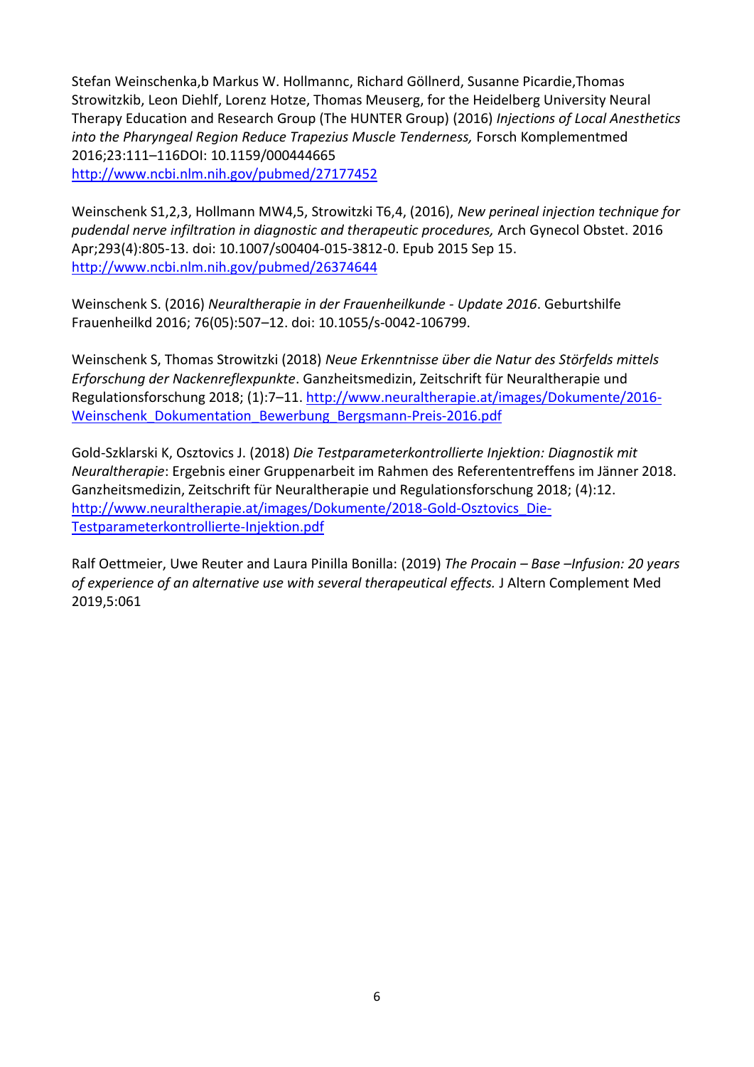Stefan Weinschenka,b Markus W. Hollmannc, Richard Göllnerd, Susanne Picardie,Thomas Strowitzkib, Leon Diehlf, Lorenz Hotze, Thomas Meuserg, for the Heidelberg University Neural Therapy Education and Research Group (The HUNTER Group) (2016) *Injections of Local Anesthetics into the Pharyngeal Region Reduce Trapezius Muscle Tenderness,* Forsch Komplementmed 2016;23:111–116DOI: 10.1159/000444665
http://www.ncbi.nlm.nih.gov/pubmed/27177452

Weinschenk S1,2,3, Hollmann MW4,5, Strowitzki T6,4, (2016), *New perineal injection technique for pudendal nerve infiltration in diagnostic and therapeutic procedures,* Arch Gynecol Obstet. 2016 Apr;293(4):805-13. doi: 10.1007/s00404-015-3812-0. Epub 2015 Sep 15.
http://www.ncbi.nlm.nih.gov/pubmed/26374644

Weinschenk S. (2016) *Neuraltherapie in der Frauenheilkunde - Update 2016*. Geburtshilfe Frauenheilkd 2016; 76(05):507–12. doi: 10.1055/s-0042-106799.

Weinschenk S, Thomas Strowitzki (2018) *Neue Erkenntnisse über die Natur des Störfelds mittels Erforschung der Nackenreflexpunkte*. Ganzheitsmedizin, Zeitschrift für Neuraltherapie und Regulationsforschung 2018; (1):7–11. http://www.neuraltherapie.at/images/Dokumente/2016-Weinschenk_Dokumentation_Bewerbung_Bergsmann-Preis-2016.pdf

Gold-Szklarski K, Osztovics J. (2018) *Die Testparameterkontrollierte Injektion: Diagnostik mit Neuraltherapie*: Ergebnis einer Gruppenarbeit im Rahmen des Referententreffens im Jänner 2018. Ganzheitsmedizin, Zeitschrift für Neuraltherapie und Regulationsforschung 2018; (4):12. http://www.neuraltherapie.at/images/Dokumente/2018-Gold-Osztovics_Die-Testparameterkontrollierte-Injektion.pdf

Ralf Oettmeier, Uwe Reuter and Laura Pinilla Bonilla: (2019) *The Procain – Base –Infusion: 20 years of experience of an alternative use with several therapeutical effects.* J Altern Complement Med 2019,5:061